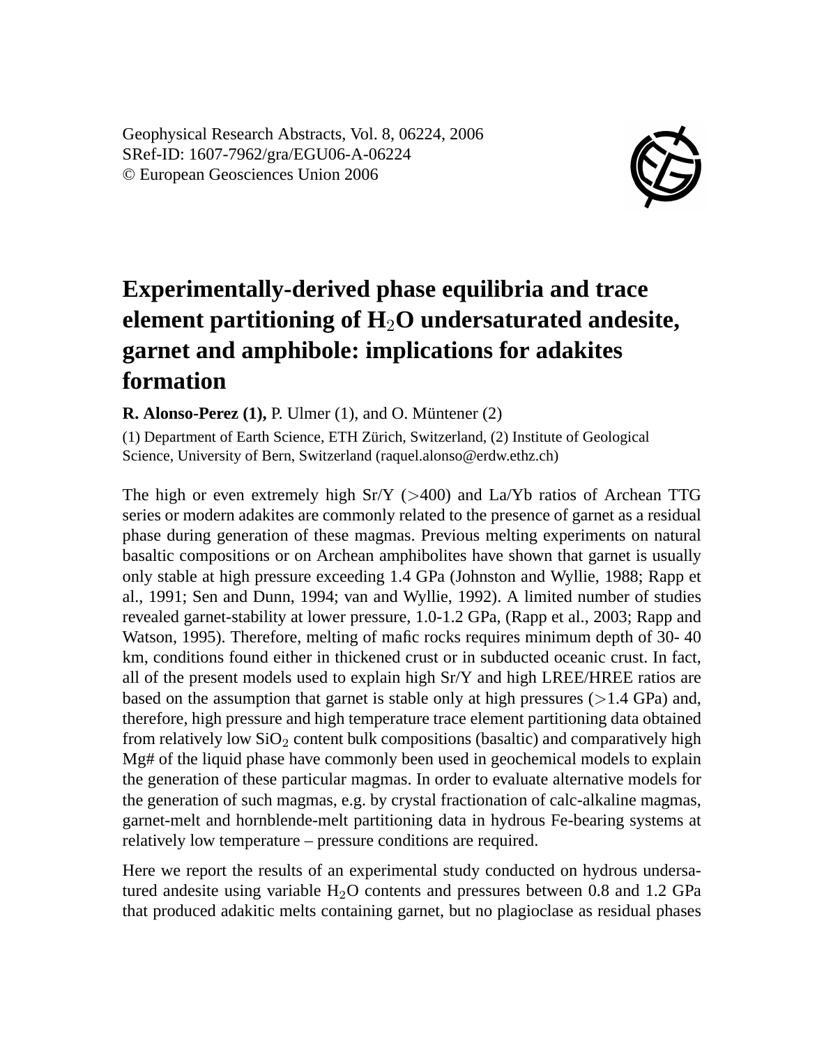Geophysical Research Abstracts, Vol. 8, 06224, 2006
SRef-ID: 1607-7962/gra/EGU06-A-06224
© European Geosciences Union 2006

# Experimentally-derived phase equilibria and trace element partitioning of $H_2O$ undersaturated andesite, garnet and amphibole: implications for adakites formation

**R. Alonso-Perez (1),** P. Ulmer (1), and O. Müntener (2)

(1) Department of Earth Science, ETH Zürich, Switzerland, (2) Institute of Geological Science, University of Bern, Switzerland (raquel.alonso@erdw.ethz.ch)

The high or even extremely high Sr/Y (>400) and La/Yb ratios of Archean TTG series or modern adakites are commonly related to the presence of garnet as a residual phase during generation of these magmas. Previous melting experiments on natural basaltic compositions or on Archean amphibolites have shown that garnet is usually only stable at high pressure exceeding 1.4 GPa (Johnston and Wyllie, 1988; Rapp et al., 1991; Sen and Dunn, 1994; van and Wyllie, 1992). A limited number of studies revealed garnet-stability at lower pressure, 1.0-1.2 GPa, (Rapp et al., 2003; Rapp and Watson, 1995). Therefore, melting of mafic rocks requires minimum depth of 30- 40 km, conditions found either in thickened crust or in subducted oceanic crust. In fact, all of the present models used to explain high Sr/Y and high LREE/HREE ratios are based on the assumption that garnet is stable only at high pressures (>1.4 GPa) and, therefore, high pressure and high temperature trace element partitioning data obtained from relatively low $SiO_2$ content bulk compositions (basaltic) and comparatively high Mg# of the liquid phase have commonly been used in geochemical models to explain the generation of these particular magmas. In order to evaluate alternative models for the generation of such magmas, e.g. by crystal fractionation of calc-alkaline magmas, garnet-melt and hornblende-melt partitioning data in hydrous Fe-bearing systems at relatively low temperature – pressure conditions are required.

Here we report the results of an experimental study conducted on hydrous undersatured andesite using variable $H_2O$ contents and pressures between 0.8 and 1.2 GPa that produced adakitic melts containing garnet, but no plagioclase as residual phases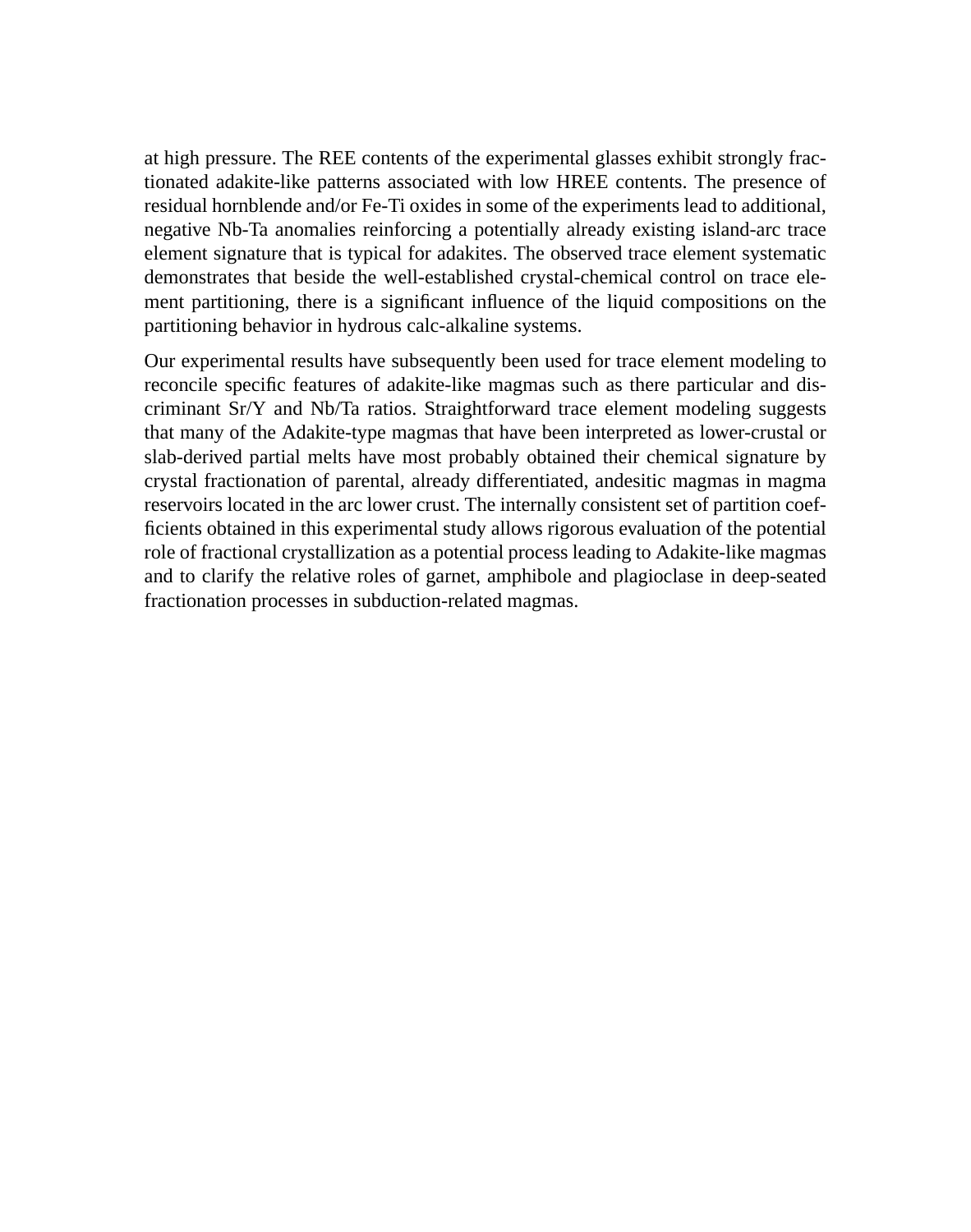at high pressure. The REE contents of the experimental glasses exhibit strongly fractionated adakite-like patterns associated with low HREE contents. The presence of residual hornblende and/or Fe-Ti oxides in some of the experiments lead to additional, negative Nb-Ta anomalies reinforcing a potentially already existing island-arc trace element signature that is typical for adakites. The observed trace element systematic demonstrates that beside the well-established crystal-chemical control on trace element partitioning, there is a significant influence of the liquid compositions on the partitioning behavior in hydrous calc-alkaline systems.

Our experimental results have subsequently been used for trace element modeling to reconcile specific features of adakite-like magmas such as there particular and discriminant Sr/Y and Nb/Ta ratios. Straightforward trace element modeling suggests that many of the Adakite-type magmas that have been interpreted as lower-crustal or slab-derived partial melts have most probably obtained their chemical signature by crystal fractionation of parental, already differentiated, andesitic magmas in magma reservoirs located in the arc lower crust. The internally consistent set of partition coefficients obtained in this experimental study allows rigorous evaluation of the potential role of fractional crystallization as a potential process leading to Adakite-like magmas and to clarify the relative roles of garnet, amphibole and plagioclase in deep-seated fractionation processes in subduction-related magmas.